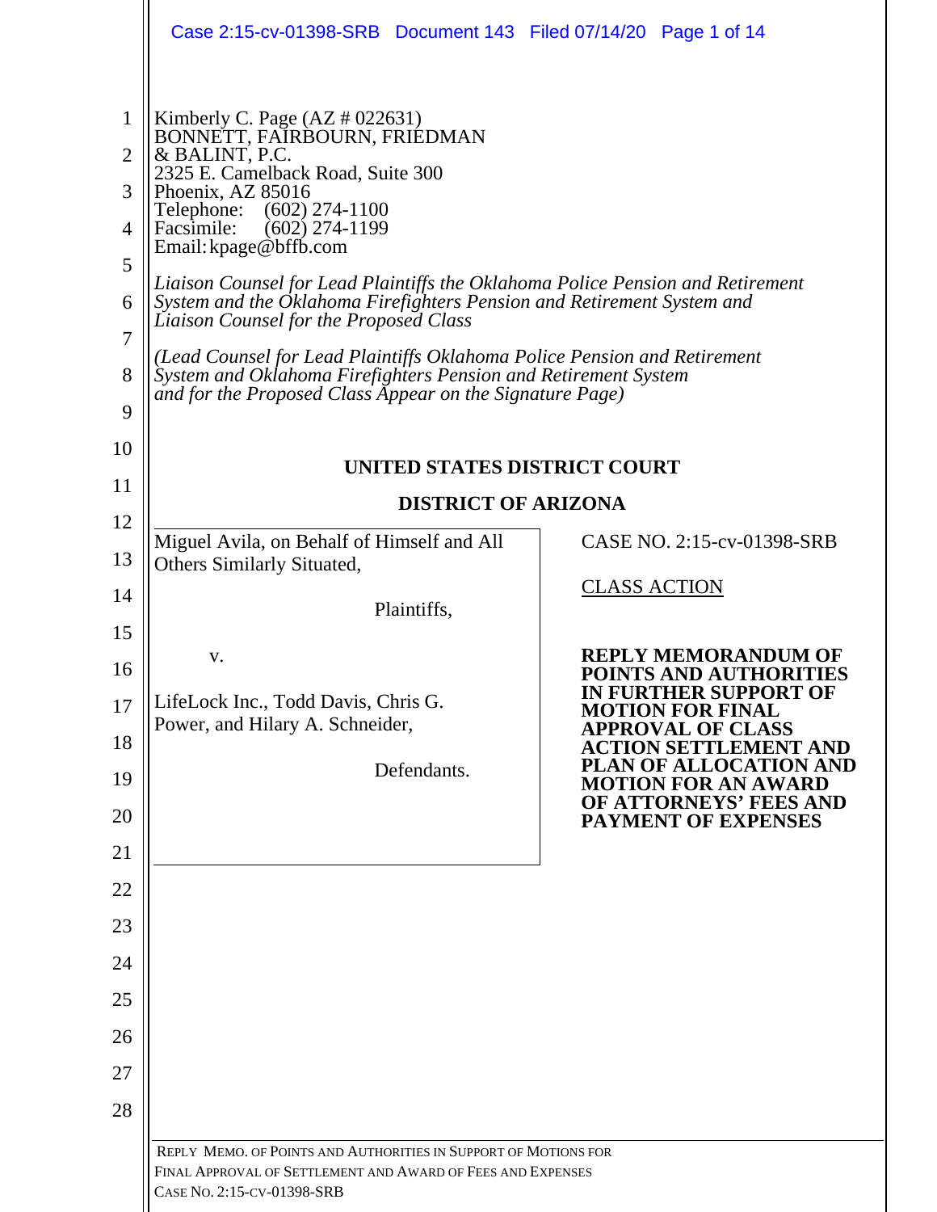Kimberly C. Page (AZ # 022631)
BONNETT, FAIRBOURN, FRIEDMAN
& BALINT, P.C.
2325 E. Camelback Road, Suite 300
Phoenix, AZ 85016
Telephone: (602) 274-1100
Facsimile: (602) 274-1199
Email: kpage@bffb.com

*Liaison Counsel for Lead Plaintiffs the Oklahoma Police Pension and Retirement System and the Oklahoma Firefighters Pension and Retirement System and Liaison Counsel for the Proposed Class*

*(Lead Counsel for Lead Plaintiffs Oklahoma Police Pension and Retirement System and Oklahoma Firefighters Pension and Retirement System and for the Proposed Class Appear on the Signature Page)*

**UNITED STATES DISTRICT COURT**

**DISTRICT OF ARIZONA**

Miguel Avila, on Behalf of Himself and All Others Similarly Situated,

Plaintiffs,

v.

LifeLock Inc., Todd Davis, Chris G. Power, and Hilary A. Schneider,

Defendants.

CASE NO. 2:15-cv-01398-SRB

CLASS ACTION

**REPLY MEMORANDUM OF POINTS AND AUTHORITIES IN FURTHER SUPPORT OF MOTION FOR FINAL APPROVAL OF CLASS ACTION SETTLEMENT AND PLAN OF ALLOCATION AND MOTION FOR AN AWARD OF ATTORNEYS' FEES AND PAYMENT OF EXPENSES**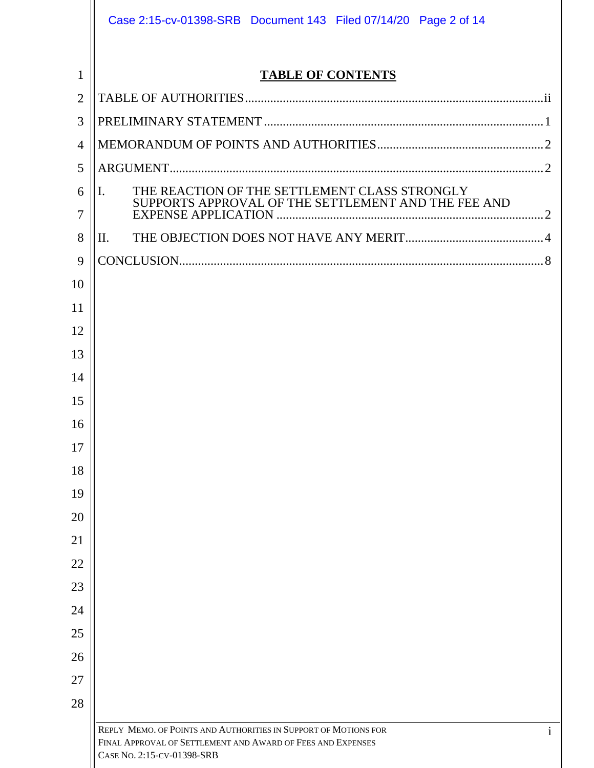# TABLE OF CONTENTS

TABLE OF AUTHORITIES .......... ii

PRELIMINARY STATEMENT .......... 1

MEMORANDUM OF POINTS AND AUTHORITIES .......... 2

ARGUMENT .......... 2

I. THE REACTION OF THE SETTLEMENT CLASS STRONGLY SUPPORTS APPROVAL OF THE SETTLEMENT AND THE FEE AND EXPENSE APPLICATION .......... 2

II. THE OBJECTION DOES NOT HAVE ANY MERIT .......... 4

CONCLUSION .......... 8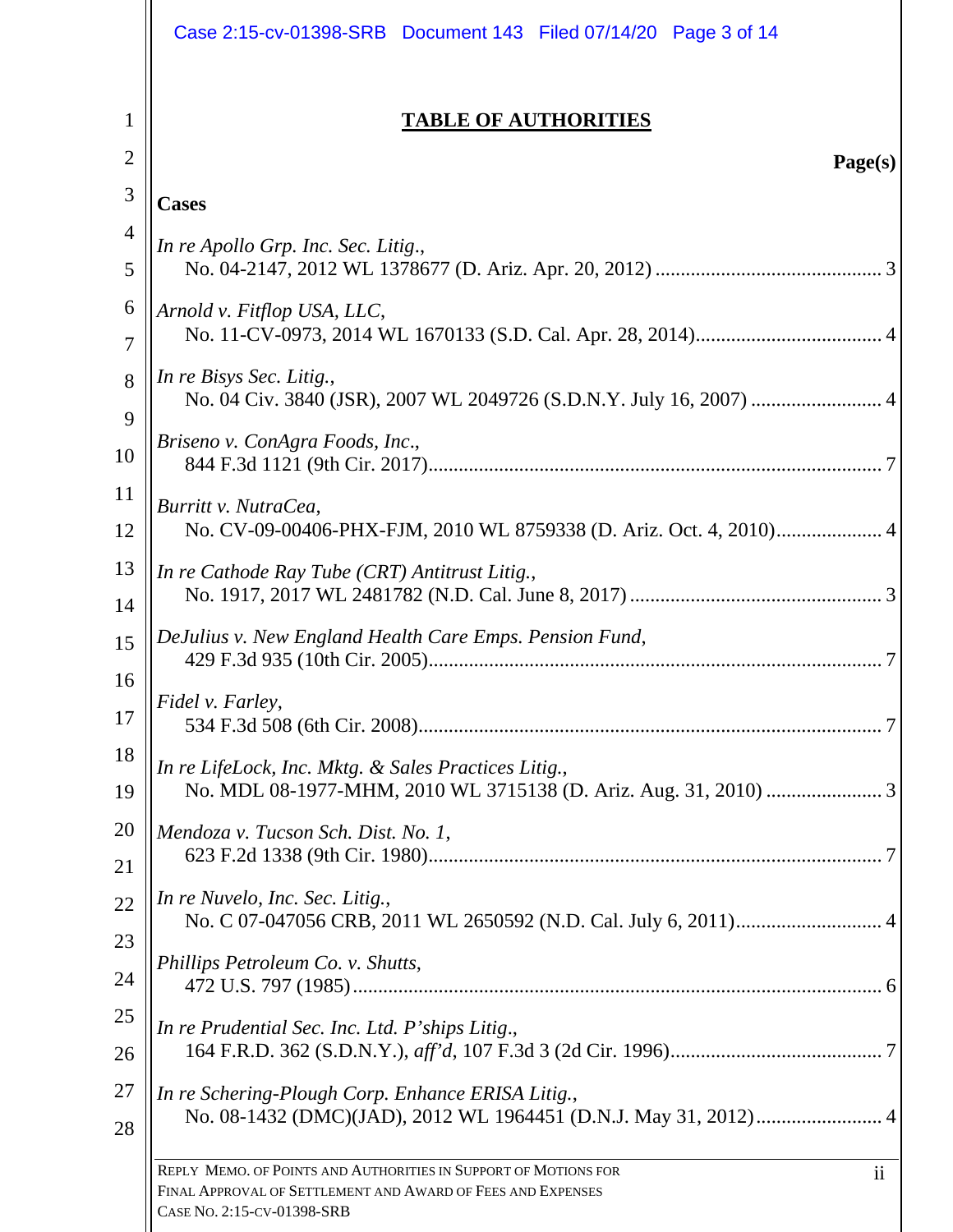## TABLE OF AUTHORITIES

**Page(s)**

**Cases**

*In re Apollo Grp. Inc. Sec. Litig.*, No. 04-2147, 2012 WL 1378677 (D. Ariz. Apr. 20, 2012) ... 3

*Arnold v. Fitflop USA, LLC*, No. 11-CV-0973, 2014 WL 1670133 (S.D. Cal. Apr. 28, 2014) ... 4

*In re Bisys Sec. Litig.*, No. 04 Civ. 3840 (JSR), 2007 WL 2049726 (S.D.N.Y. July 16, 2007) ... 4

*Briseno v. ConAgra Foods, Inc.*, 844 F.3d 1121 (9th Cir. 2017) ... 7

*Burritt v. NutraCea*, No. CV-09-00406-PHX-FJM, 2010 WL 8759338 (D. Ariz. Oct. 4, 2010) ... 4

*In re Cathode Ray Tube (CRT) Antitrust Litig.*, No. 1917, 2017 WL 2481782 (N.D. Cal. June 8, 2017) ... 3

*DeJulius v. New England Health Care Emps. Pension Fund*, 429 F.3d 935 (10th Cir. 2005) ... 7

*Fidel v. Farley*, 534 F.3d 508 (6th Cir. 2008) ... 7

*In re LifeLock, Inc. Mktg. & Sales Practices Litig.*, No. MDL 08-1977-MHM, 2010 WL 3715138 (D. Ariz. Aug. 31, 2010) ... 3

*Mendoza v. Tucson Sch. Dist. No. 1*, 623 F.2d 1338 (9th Cir. 1980) ... 7

*In re Nuvelo, Inc. Sec. Litig.*, No. C 07-047056 CRB, 2011 WL 2650592 (N.D. Cal. July 6, 2011) ... 4

*Phillips Petroleum Co. v. Shutts*, 472 U.S. 797 (1985) ... 6

*In re Prudential Sec. Inc. Ltd. P'ships Litig.*, 164 F.R.D. 362 (S.D.N.Y.), *aff'd*, 107 F.3d 3 (2d Cir. 1996) ... 7

*In re Schering-Plough Corp. Enhance ERISA Litig.*, No. 08-1432 (DMC)(JAD), 2012 WL 1964451 (D.N.J. May 31, 2012) ... 4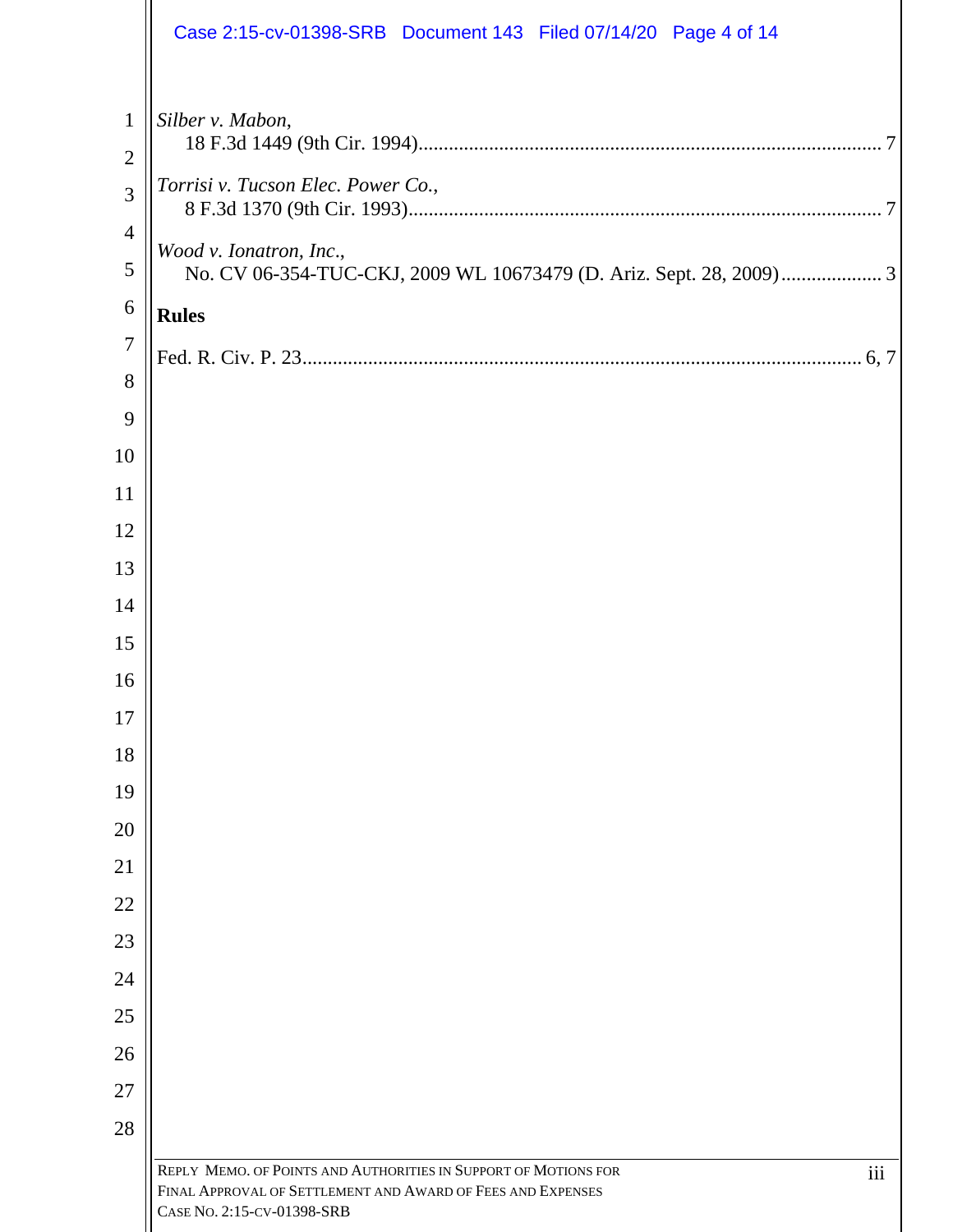*Silber v. Mabon*,
18 F.3d 1449 (9th Cir. 1994)........................................................................................... 7

*Torrisi v. Tucson Elec. Power Co.*,
8 F.3d 1370 (9th Cir. 1993)............................................................................................. 7

*Wood v. Ionatron, Inc.*,
No. CV 06-354-TUC-CKJ, 2009 WL 10673479 (D. Ariz. Sept. 28, 2009).................... 3

**Rules**

Fed. R. Civ. P. 23.............................................................................................................. 6, 7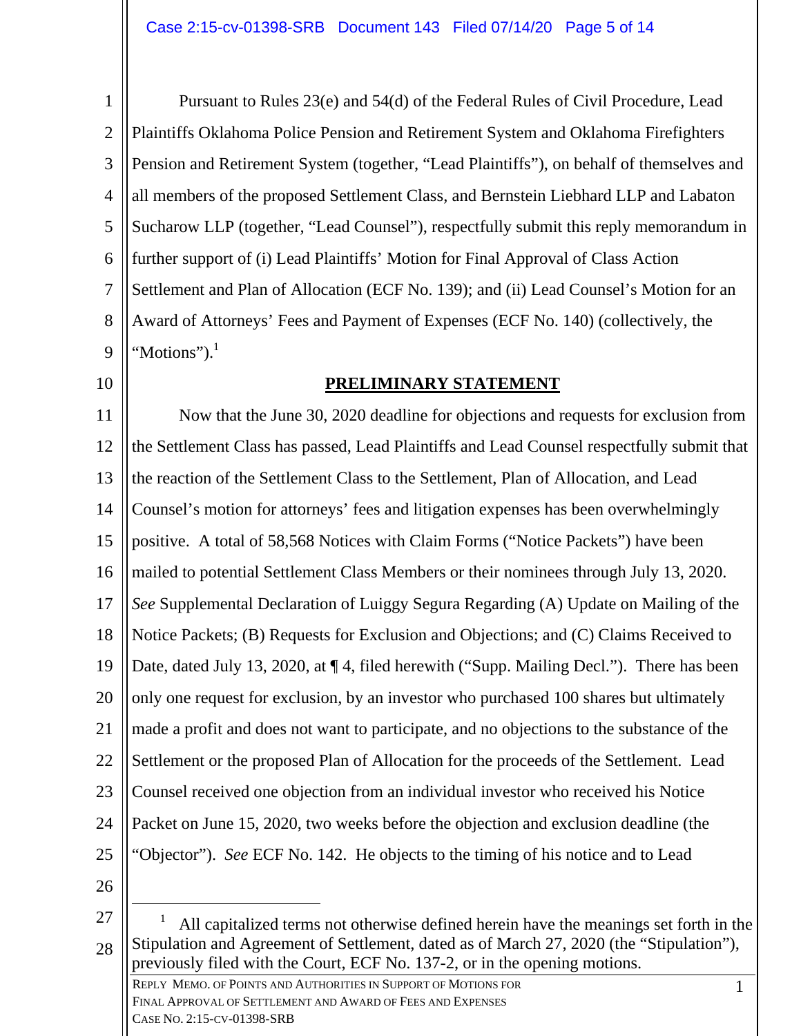Pursuant to Rules 23(e) and 54(d) of the Federal Rules of Civil Procedure, Lead Plaintiffs Oklahoma Police Pension and Retirement System and Oklahoma Firefighters Pension and Retirement System (together, "Lead Plaintiffs"), on behalf of themselves and all members of the proposed Settlement Class, and Bernstein Liebhard LLP and Labaton Sucharow LLP (together, "Lead Counsel"), respectfully submit this reply memorandum in further support of (i) Lead Plaintiffs' Motion for Final Approval of Class Action Settlement and Plan of Allocation (ECF No. 139); and (ii) Lead Counsel's Motion for an Award of Attorneys' Fees and Payment of Expenses (ECF No. 140) (collectively, the "Motions").[1]

## PRELIMINARY STATEMENT

Now that the June 30, 2020 deadline for objections and requests for exclusion from the Settlement Class has passed, Lead Plaintiffs and Lead Counsel respectfully submit that the reaction of the Settlement Class to the Settlement, Plan of Allocation, and Lead Counsel's motion for attorneys' fees and litigation expenses has been overwhelmingly positive. A total of 58,568 Notices with Claim Forms ("Notice Packets") have been mailed to potential Settlement Class Members or their nominees through July 13, 2020. *See* Supplemental Declaration of Luiggy Segura Regarding (A) Update on Mailing of the Notice Packets; (B) Requests for Exclusion and Objections; and (C) Claims Received to Date, dated July 13, 2020, at ¶ 4, filed herewith ("Supp. Mailing Decl."). There has been only one request for exclusion, by an investor who purchased 100 shares but ultimately made a profit and does not want to participate, and no objections to the substance of the Settlement or the proposed Plan of Allocation for the proceeds of the Settlement. Lead Counsel received one objection from an individual investor who received his Notice Packet on June 15, 2020, two weeks before the objection and exclusion deadline (the "Objector"). *See* ECF No. 142. He objects to the timing of his notice and to Lead

---

[1] All capitalized terms not otherwise defined herein have the meanings set forth in the Stipulation and Agreement of Settlement, dated as of March 27, 2020 (the "Stipulation"), previously filed with the Court, ECF No. 137-2, or in the opening motions.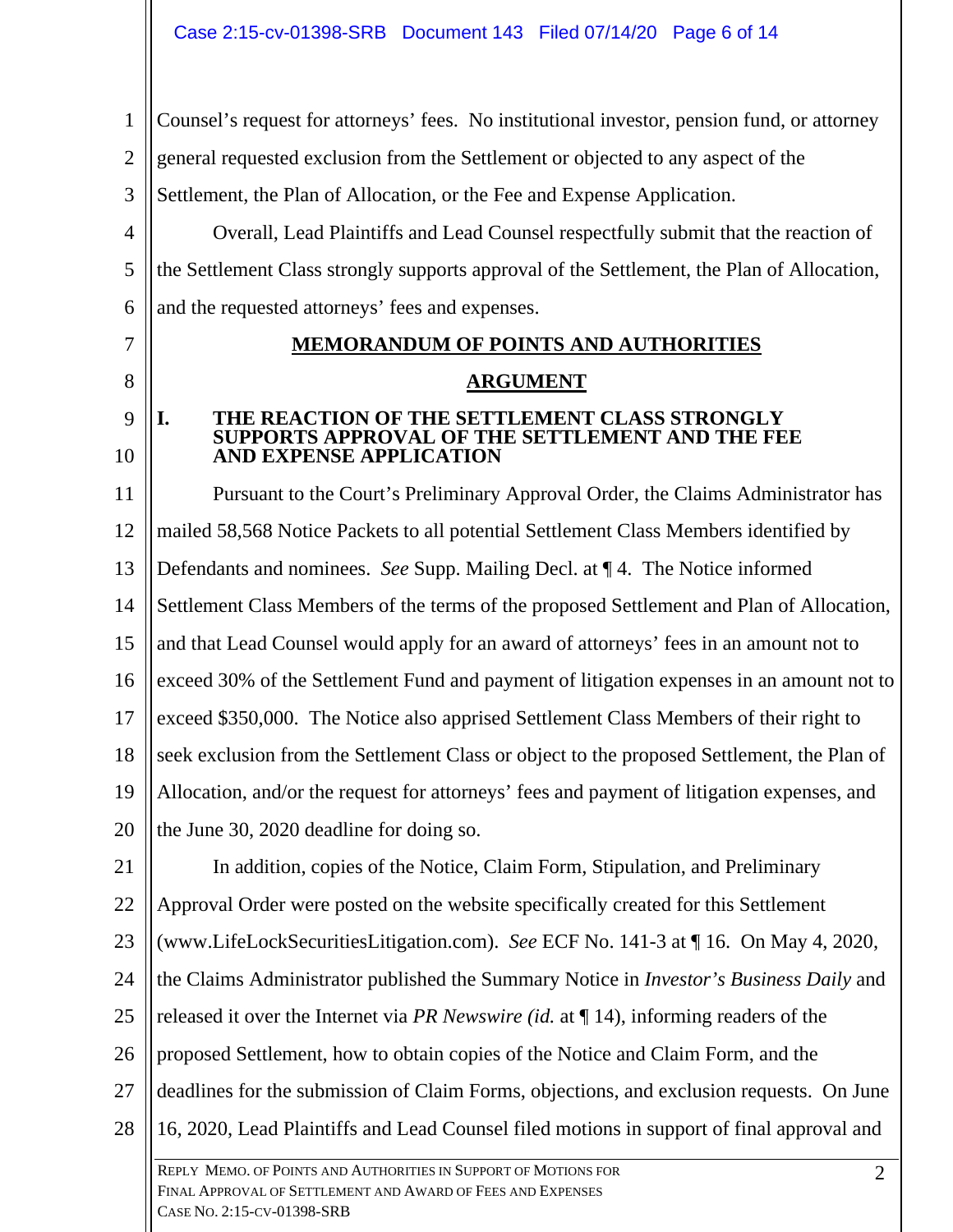Counsel's request for attorneys' fees. No institutional investor, pension fund, or attorney general requested exclusion from the Settlement or objected to any aspect of the Settlement, the Plan of Allocation, or the Fee and Expense Application.

Overall, Lead Plaintiffs and Lead Counsel respectfully submit that the reaction of the Settlement Class strongly supports approval of the Settlement, the Plan of Allocation, and the requested attorneys' fees and expenses.

## MEMORANDUM OF POINTS AND AUTHORITIES

## ARGUMENT

### I. THE REACTION OF THE SETTLEMENT CLASS STRONGLY SUPPORTS APPROVAL OF THE SETTLEMENT AND THE FEE AND EXPENSE APPLICATION

Pursuant to the Court's Preliminary Approval Order, the Claims Administrator has mailed 58,568 Notice Packets to all potential Settlement Class Members identified by Defendants and nominees. *See* Supp. Mailing Decl. at ¶ 4. The Notice informed Settlement Class Members of the terms of the proposed Settlement and Plan of Allocation, and that Lead Counsel would apply for an award of attorneys' fees in an amount not to exceed 30% of the Settlement Fund and payment of litigation expenses in an amount not to exceed $350,000. The Notice also apprised Settlement Class Members of their right to seek exclusion from the Settlement Class or object to the proposed Settlement, the Plan of Allocation, and/or the request for attorneys' fees and payment of litigation expenses, and the June 30, 2020 deadline for doing so.

In addition, copies of the Notice, Claim Form, Stipulation, and Preliminary Approval Order were posted on the website specifically created for this Settlement (www.LifeLockSecuritiesLitigation.com). *See* ECF No. 141-3 at ¶ 16. On May 4, 2020, the Claims Administrator published the Summary Notice in *Investor's Business Daily* and released it over the Internet via *PR Newswire (id.* at ¶ 14), informing readers of the proposed Settlement, how to obtain copies of the Notice and Claim Form, and the deadlines for the submission of Claim Forms, objections, and exclusion requests. On June 16, 2020, Lead Plaintiffs and Lead Counsel filed motions in support of final approval and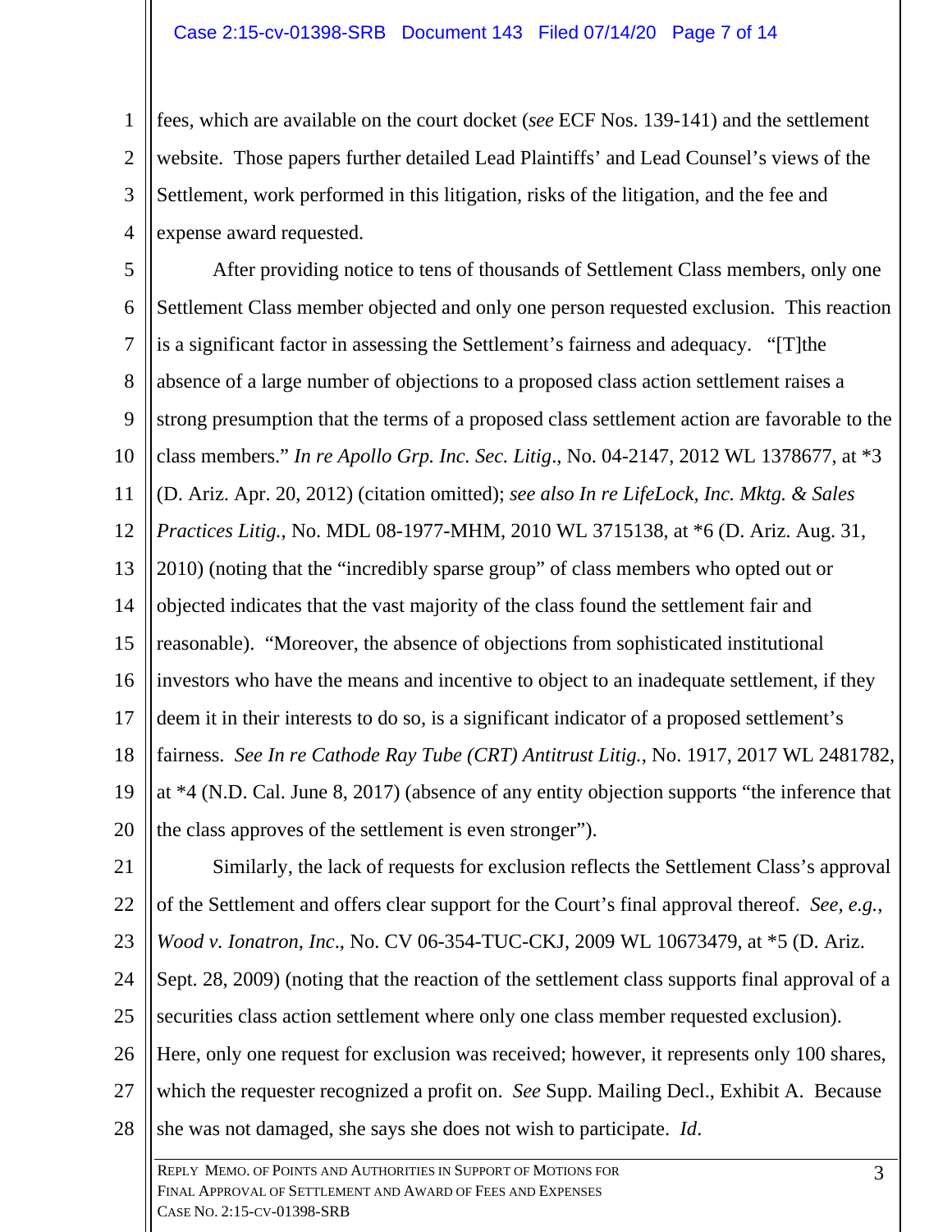fees, which are available on the court docket (*see* ECF Nos. 139-141) and the settlement website. Those papers further detailed Lead Plaintiffs' and Lead Counsel's views of the Settlement, work performed in this litigation, risks of the litigation, and the fee and expense award requested.

After providing notice to tens of thousands of Settlement Class members, only one Settlement Class member objected and only one person requested exclusion. This reaction is a significant factor in assessing the Settlement's fairness and adequacy. "[T]the absence of a large number of objections to a proposed class action settlement raises a strong presumption that the terms of a proposed class settlement action are favorable to the class members." *In re Apollo Grp. Inc. Sec. Litig*., No. 04-2147, 2012 WL 1378677, at *3 (D. Ariz. Apr. 20, 2012) (citation omitted); *see also In re LifeLock, Inc. Mktg. & Sales Practices Litig.,* No. MDL 08-1977-MHM, 2010 WL 3715138, at *6 (D. Ariz. Aug. 31, 2010) (noting that the "incredibly sparse group" of class members who opted out or objected indicates that the vast majority of the class found the settlement fair and reasonable). "Moreover, the absence of objections from sophisticated institutional investors who have the means and incentive to object to an inadequate settlement, if they deem it in their interests to do so, is a significant indicator of a proposed settlement's fairness. *See In re Cathode Ray Tube (CRT) Antitrust Litig.*, No. 1917, 2017 WL 2481782, at *4 (N.D. Cal. June 8, 2017) (absence of any entity objection supports "the inference that the class approves of the settlement is even stronger").

Similarly, the lack of requests for exclusion reflects the Settlement Class's approval of the Settlement and offers clear support for the Court's final approval thereof. *See, e.g., Wood v. Ionatron, Inc*., No. CV 06-354-TUC-CKJ, 2009 WL 10673479, at *5 (D. Ariz. Sept. 28, 2009) (noting that the reaction of the settlement class supports final approval of a securities class action settlement where only one class member requested exclusion). Here, only one request for exclusion was received; however, it represents only 100 shares, which the requester recognized a profit on. *See* Supp. Mailing Decl., Exhibit A. Because she was not damaged, she says she does not wish to participate. *Id*.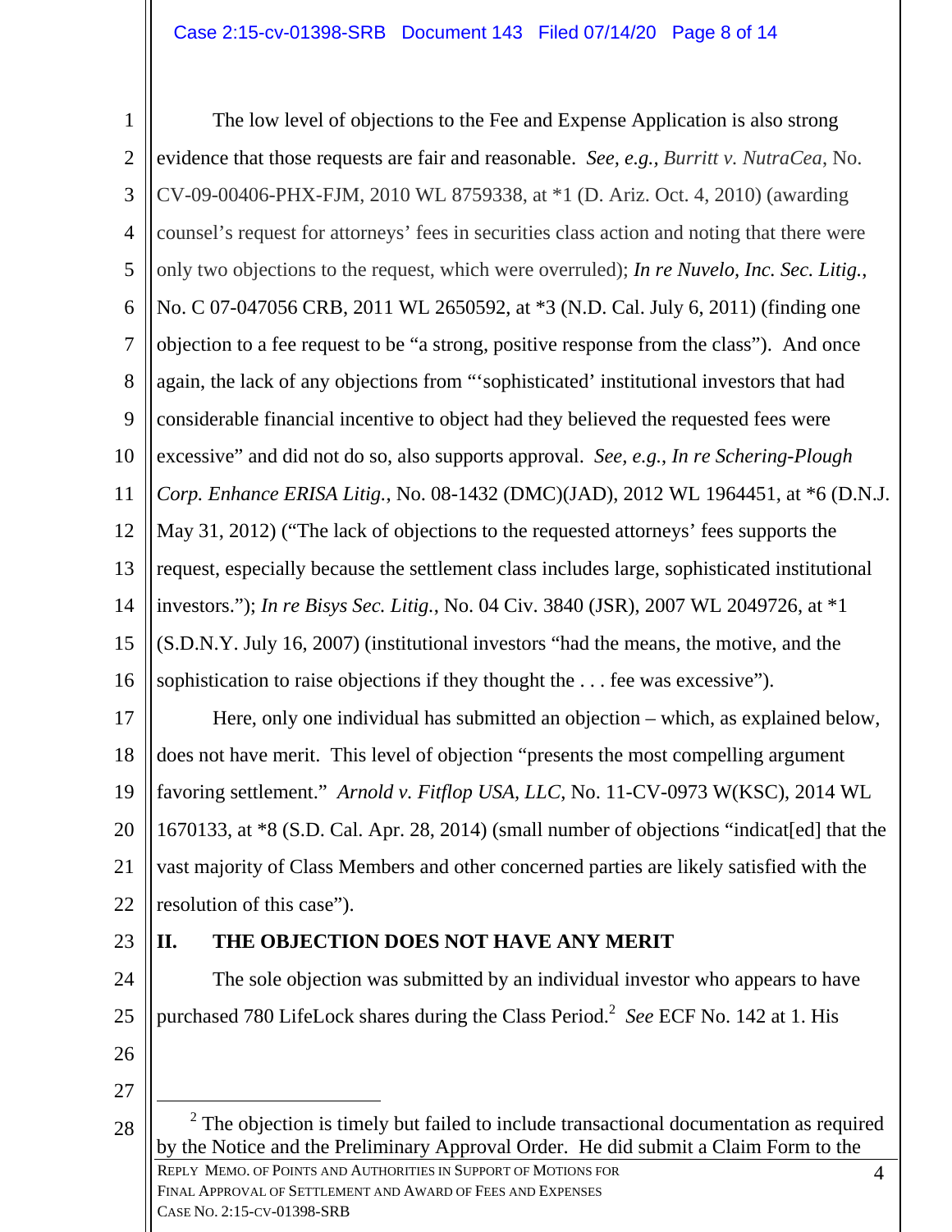The low level of objections to the Fee and Expense Application is also strong evidence that those requests are fair and reasonable. *See, e.g.*, *Burritt v. NutraCea*, No. CV-09-00406-PHX-FJM, 2010 WL 8759338, at *1 (D. Ariz. Oct. 4, 2010) (awarding counsel's request for attorneys' fees in securities class action and noting that there were only two objections to the request, which were overruled); *In re Nuvelo, Inc. Sec. Litig.*, No. C 07-047056 CRB, 2011 WL 2650592, at *3 (N.D. Cal. July 6, 2011) (finding one objection to a fee request to be "a strong, positive response from the class"). And once again, the lack of any objections from "'sophisticated' institutional investors that had considerable financial incentive to object had they believed the requested fees were excessive" and did not do so, also supports approval. *See, e.g.*, *In re Schering-Plough Corp. Enhance ERISA Litig.*, No. 08-1432 (DMC)(JAD), 2012 WL 1964451, at *6 (D.N.J. May 31, 2012) ("The lack of objections to the requested attorneys' fees supports the request, especially because the settlement class includes large, sophisticated institutional investors."); *In re Bisys Sec. Litig.*, No. 04 Civ. 3840 (JSR), 2007 WL 2049726, at *1 (S.D.N.Y. July 16, 2007) (institutional investors "had the means, the motive, and the sophistication to raise objections if they thought the . . . fee was excessive").

Here, only one individual has submitted an objection – which, as explained below, does not have merit. This level of objection "presents the most compelling argument favoring settlement." *Arnold v. Fitflop USA, LLC*, No. 11-CV-0973 W(KSC), 2014 WL 1670133, at *8 (S.D. Cal. Apr. 28, 2014) (small number of objections "indicat[ed] that the vast majority of Class Members and other concerned parties are likely satisfied with the resolution of this case").

## II. THE OBJECTION DOES NOT HAVE ANY MERIT

The sole objection was submitted by an individual investor who appears to have purchased 780 LifeLock shares during the Class Period.[2] *See* ECF No. 142 at 1. His

---

[2] The objection is timely but failed to include transactional documentation as required by the Notice and the Preliminary Approval Order. He did submit a Claim Form to the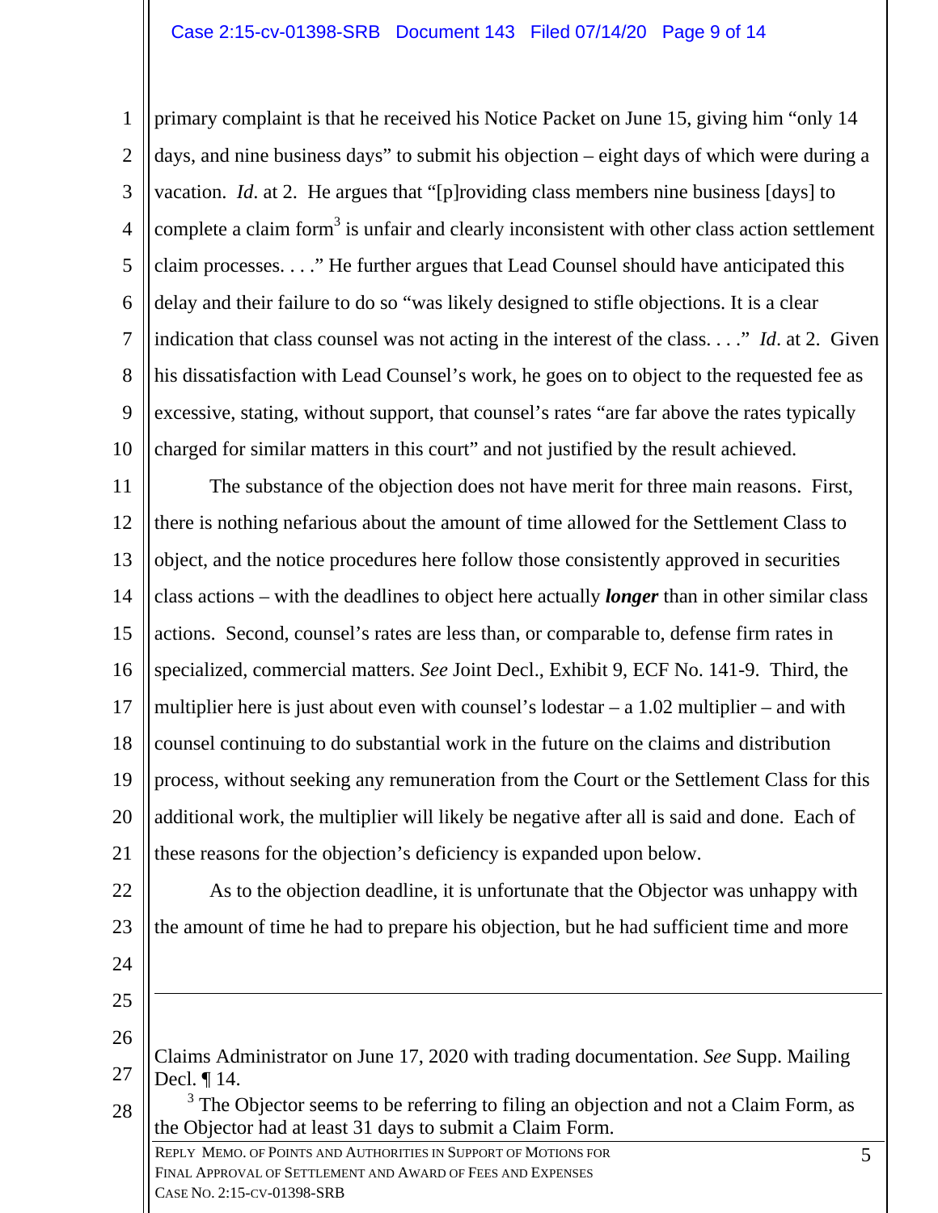primary complaint is that he received his Notice Packet on June 15, giving him "only 14 days, and nine business days" to submit his objection – eight days of which were during a vacation. *Id*. at 2. He argues that "[p]roviding class members nine business [days] to complete a claim form[3] is unfair and clearly inconsistent with other class action settlement claim processes. . . ." He further argues that Lead Counsel should have anticipated this delay and their failure to do so "was likely designed to stifle objections. It is a clear indication that class counsel was not acting in the interest of the class. . . ." *Id*. at 2. Given his dissatisfaction with Lead Counsel's work, he goes on to object to the requested fee as excessive, stating, without support, that counsel's rates "are far above the rates typically charged for similar matters in this court" and not justified by the result achieved.

The substance of the objection does not have merit for three main reasons. First, there is nothing nefarious about the amount of time allowed for the Settlement Class to object, and the notice procedures here follow those consistently approved in securities class actions – with the deadlines to object here actually ***longer*** than in other similar class actions. Second, counsel's rates are less than, or comparable to, defense firm rates in specialized, commercial matters. *See* Joint Decl., Exhibit 9, ECF No. 141-9. Third, the multiplier here is just about even with counsel's lodestar – a 1.02 multiplier – and with counsel continuing to do substantial work in the future on the claims and distribution process, without seeking any remuneration from the Court or the Settlement Class for this additional work, the multiplier will likely be negative after all is said and done. Each of these reasons for the objection's deficiency is expanded upon below.

As to the objection deadline, it is unfortunate that the Objector was unhappy with the amount of time he had to prepare his objection, but he had sufficient time and more

---

Claims Administrator on June 17, 2020 with trading documentation. *See* Supp. Mailing Decl. ¶ 14.

[3] The Objector seems to be referring to filing an objection and not a Claim Form, as the Objector had at least 31 days to submit a Claim Form.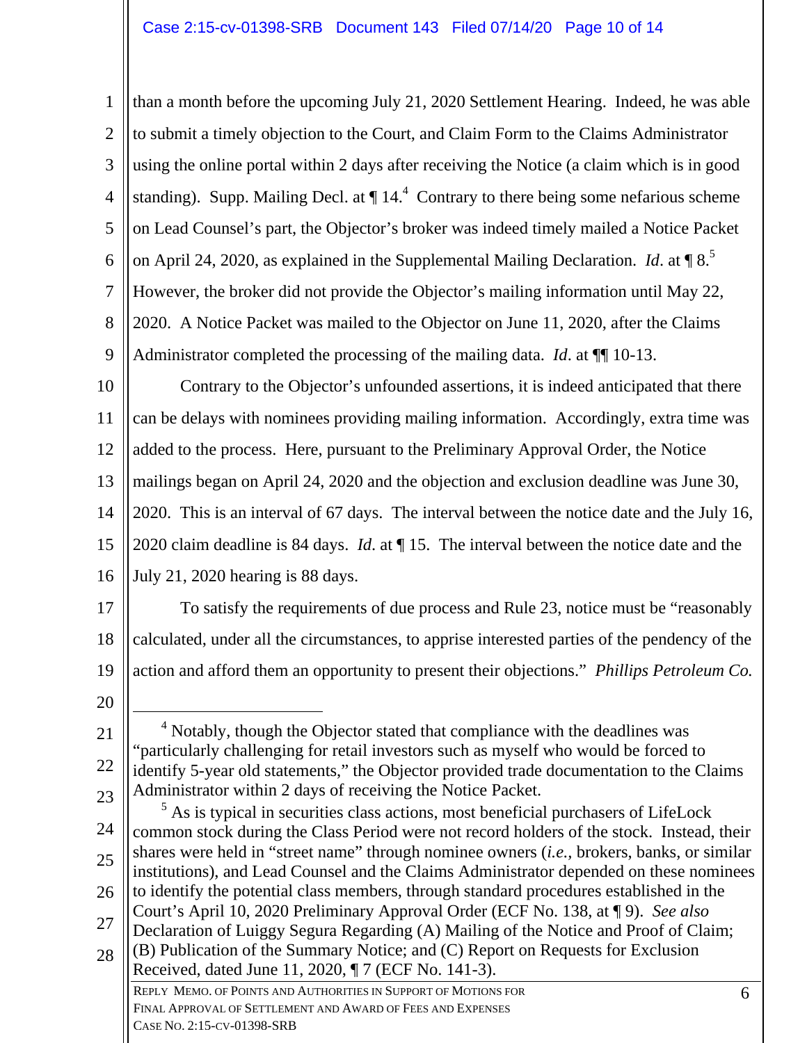than a month before the upcoming July 21, 2020 Settlement Hearing. Indeed, he was able to submit a timely objection to the Court, and Claim Form to the Claims Administrator using the online portal within 2 days after receiving the Notice (a claim which is in good standing). Supp. Mailing Decl. at ¶ 14.[4] Contrary to there being some nefarious scheme on Lead Counsel's part, the Objector's broker was indeed timely mailed a Notice Packet on April 24, 2020, as explained in the Supplemental Mailing Declaration. *Id*. at ¶ 8.[5] However, the broker did not provide the Objector's mailing information until May 22, 2020. A Notice Packet was mailed to the Objector on June 11, 2020, after the Claims Administrator completed the processing of the mailing data. *Id*. at ¶¶ 10-13.

Contrary to the Objector's unfounded assertions, it is indeed anticipated that there can be delays with nominees providing mailing information. Accordingly, extra time was added to the process. Here, pursuant to the Preliminary Approval Order, the Notice mailings began on April 24, 2020 and the objection and exclusion deadline was June 30, 2020. This is an interval of 67 days. The interval between the notice date and the July 16, 2020 claim deadline is 84 days. *Id*. at ¶ 15. The interval between the notice date and the July 21, 2020 hearing is 88 days.

To satisfy the requirements of due process and Rule 23, notice must be "reasonably calculated, under all the circumstances, to apprise interested parties of the pendency of the action and afford them an opportunity to present their objections." *Phillips Petroleum Co.*

---

[4] Notably, though the Objector stated that compliance with the deadlines was "particularly challenging for retail investors such as myself who would be forced to identify 5-year old statements," the Objector provided trade documentation to the Claims Administrator within 2 days of receiving the Notice Packet.

[5] As is typical in securities class actions, most beneficial purchasers of LifeLock common stock during the Class Period were not record holders of the stock. Instead, their shares were held in "street name" through nominee owners (*i.e.*, brokers, banks, or similar institutions), and Lead Counsel and the Claims Administrator depended on these nominees to identify the potential class members, through standard procedures established in the Court's April 10, 2020 Preliminary Approval Order (ECF No. 138, at ¶ 9). *See also* Declaration of Luiggy Segura Regarding (A) Mailing of the Notice and Proof of Claim; (B) Publication of the Summary Notice; and (C) Report on Requests for Exclusion Received, dated June 11, 2020, ¶ 7 (ECF No. 141-3).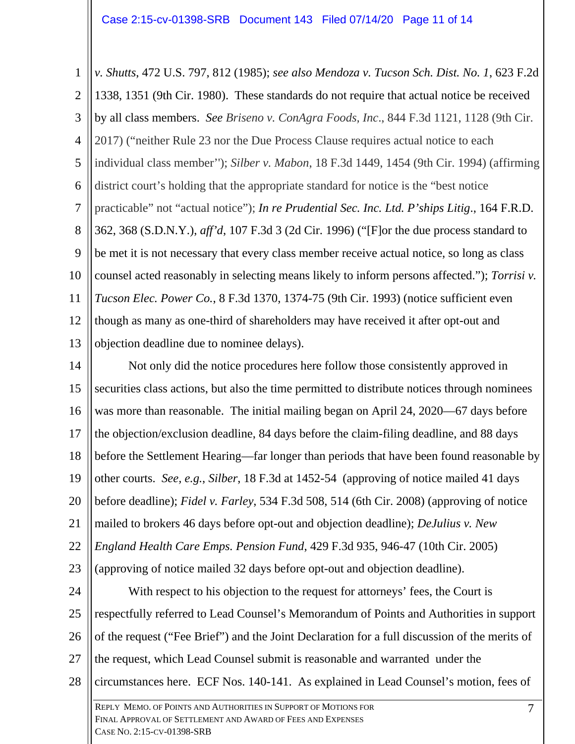*v. Shutts*, 472 U.S. 797, 812 (1985); *see also Mendoza v. Tucson Sch. Dist. No. 1*, 623 F.2d 1338, 1351 (9th Cir. 1980). These standards do not require that actual notice be received by all class members. *See Briseno v. ConAgra Foods, Inc*., 844 F.3d 1121, 1128 (9th Cir. 2017) ("neither Rule 23 nor the Due Process Clause requires actual notice to each individual class member"); *Silber v. Mabon*, 18 F.3d 1449, 1454 (9th Cir. 1994) (affirming district court's holding that the appropriate standard for notice is the "best notice practicable" not "actual notice"); *In re Prudential Sec. Inc. Ltd. P'ships Litig*., 164 F.R.D. 362, 368 (S.D.N.Y.), *aff'd*, 107 F.3d 3 (2d Cir. 1996) ("[F]or the due process standard to be met it is not necessary that every class member receive actual notice, so long as class counsel acted reasonably in selecting means likely to inform persons affected."); *Torrisi v. Tucson Elec. Power Co.*, 8 F.3d 1370, 1374-75 (9th Cir. 1993) (notice sufficient even though as many as one-third of shareholders may have received it after opt-out and objection deadline due to nominee delays).

Not only did the notice procedures here follow those consistently approved in securities class actions, but also the time permitted to distribute notices through nominees was more than reasonable. The initial mailing began on April 24, 2020—67 days before the objection/exclusion deadline, 84 days before the claim-filing deadline, and 88 days before the Settlement Hearing—far longer than periods that have been found reasonable by other courts. *See, e.g.*, *Silber*, 18 F.3d at 1452-54 (approving of notice mailed 41 days before deadline); *Fidel v. Farley*, 534 F.3d 508, 514 (6th Cir. 2008) (approving of notice mailed to brokers 46 days before opt-out and objection deadline); *DeJulius v. New England Health Care Emps. Pension Fund*, 429 F.3d 935, 946-47 (10th Cir. 2005) (approving of notice mailed 32 days before opt-out and objection deadline).

With respect to his objection to the request for attorneys' fees, the Court is respectfully referred to Lead Counsel's Memorandum of Points and Authorities in support of the request ("Fee Brief") and the Joint Declaration for a full discussion of the merits of the request, which Lead Counsel submit is reasonable and warranted under the circumstances here. ECF Nos. 140-141. As explained in Lead Counsel's motion, fees of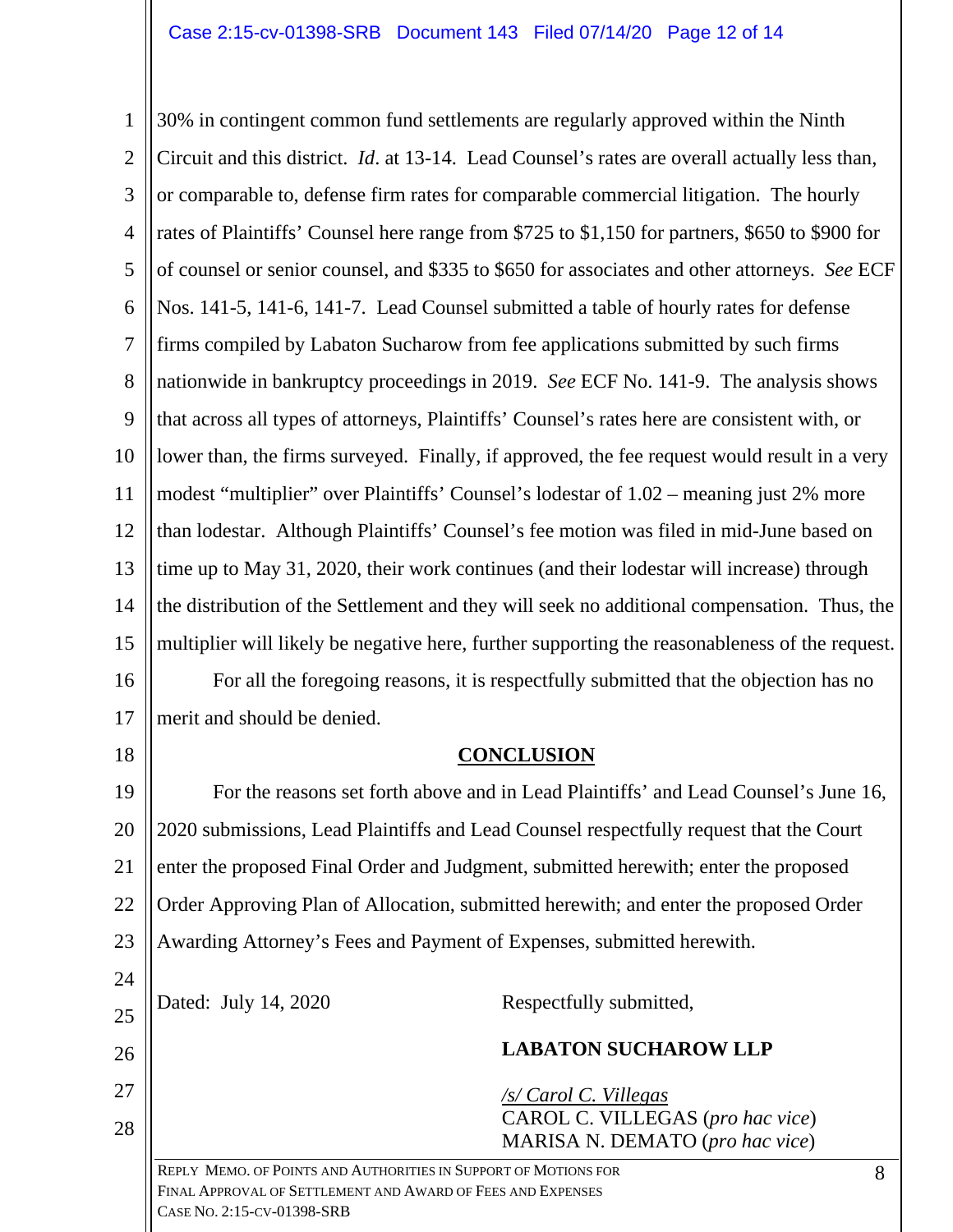30% in contingent common fund settlements are regularly approved within the Ninth Circuit and this district. *Id*. at 13-14. Lead Counsel's rates are overall actually less than, or comparable to, defense firm rates for comparable commercial litigation. The hourly rates of Plaintiffs' Counsel here range from $725 to $1,150 for partners, $650 to $900 for of counsel or senior counsel, and $335 to $650 for associates and other attorneys. *See* ECF Nos. 141-5, 141-6, 141-7. Lead Counsel submitted a table of hourly rates for defense firms compiled by Labaton Sucharow from fee applications submitted by such firms nationwide in bankruptcy proceedings in 2019. *See* ECF No. 141-9. The analysis shows that across all types of attorneys, Plaintiffs' Counsel's rates here are consistent with, or lower than, the firms surveyed. Finally, if approved, the fee request would result in a very modest "multiplier" over Plaintiffs' Counsel's lodestar of 1.02 – meaning just 2% more than lodestar. Although Plaintiffs' Counsel's fee motion was filed in mid-June based on time up to May 31, 2020, their work continues (and their lodestar will increase) through the distribution of the Settlement and they will seek no additional compensation. Thus, the multiplier will likely be negative here, further supporting the reasonableness of the request.

For all the foregoing reasons, it is respectfully submitted that the objection has no merit and should be denied.

## CONCLUSION

For the reasons set forth above and in Lead Plaintiffs' and Lead Counsel's June 16, 2020 submissions, Lead Plaintiffs and Lead Counsel respectfully request that the Court enter the proposed Final Order and Judgment, submitted herewith; enter the proposed Order Approving Plan of Allocation, submitted herewith; and enter the proposed Order Awarding Attorney's Fees and Payment of Expenses, submitted herewith.

Dated: July 14, 2020

Respectfully submitted,

**LABATON SUCHAROW LLP**

/s/ Carol C. Villegas
CAROL C. VILLEGAS (*pro hac vice*)
MARISA N. DEMATO (*pro hac vice*)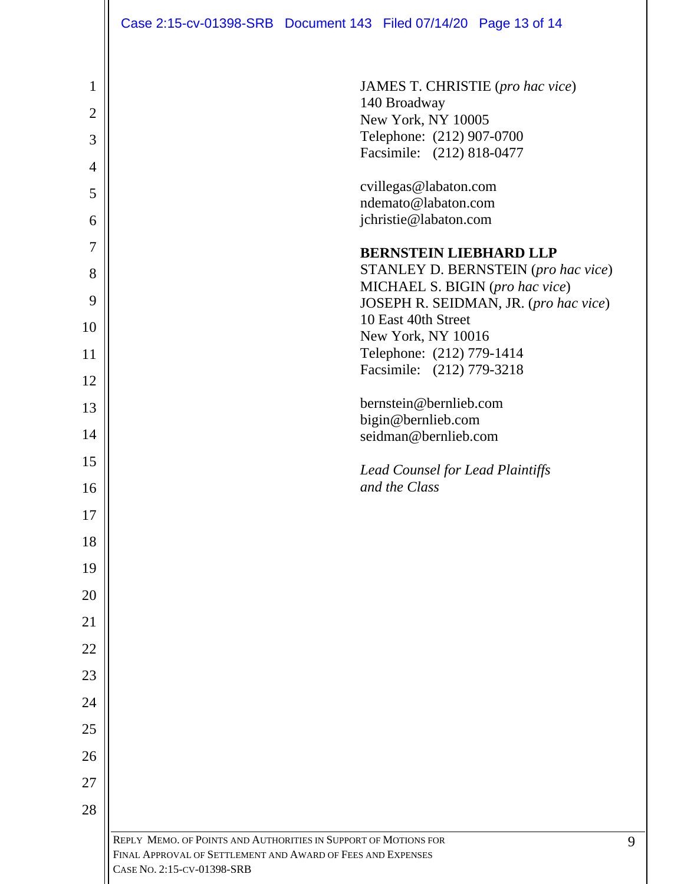JAMES T. CHRISTIE (*pro hac vice*)
140 Broadway
New York, NY 10005
Telephone: (212) 907-0700
Facsimile: (212) 818-0477

cvillegas@labaton.com
ndemato@labaton.com
jchristie@labaton.com

**BERNSTEIN LIEBHARD LLP**
STANLEY D. BERNSTEIN (*pro hac vice*)
MICHAEL S. BIGIN (*pro hac vice*)
JOSEPH R. SEIDMAN, JR. (*pro hac vice*)
10 East 40th Street
New York, NY 10016
Telephone: (212) 779-1414
Facsimile: (212) 779-3218

bernstein@bernlieb.com
bigin@bernlieb.com
seidman@bernlieb.com

*Lead Counsel for Lead Plaintiffs and the Class*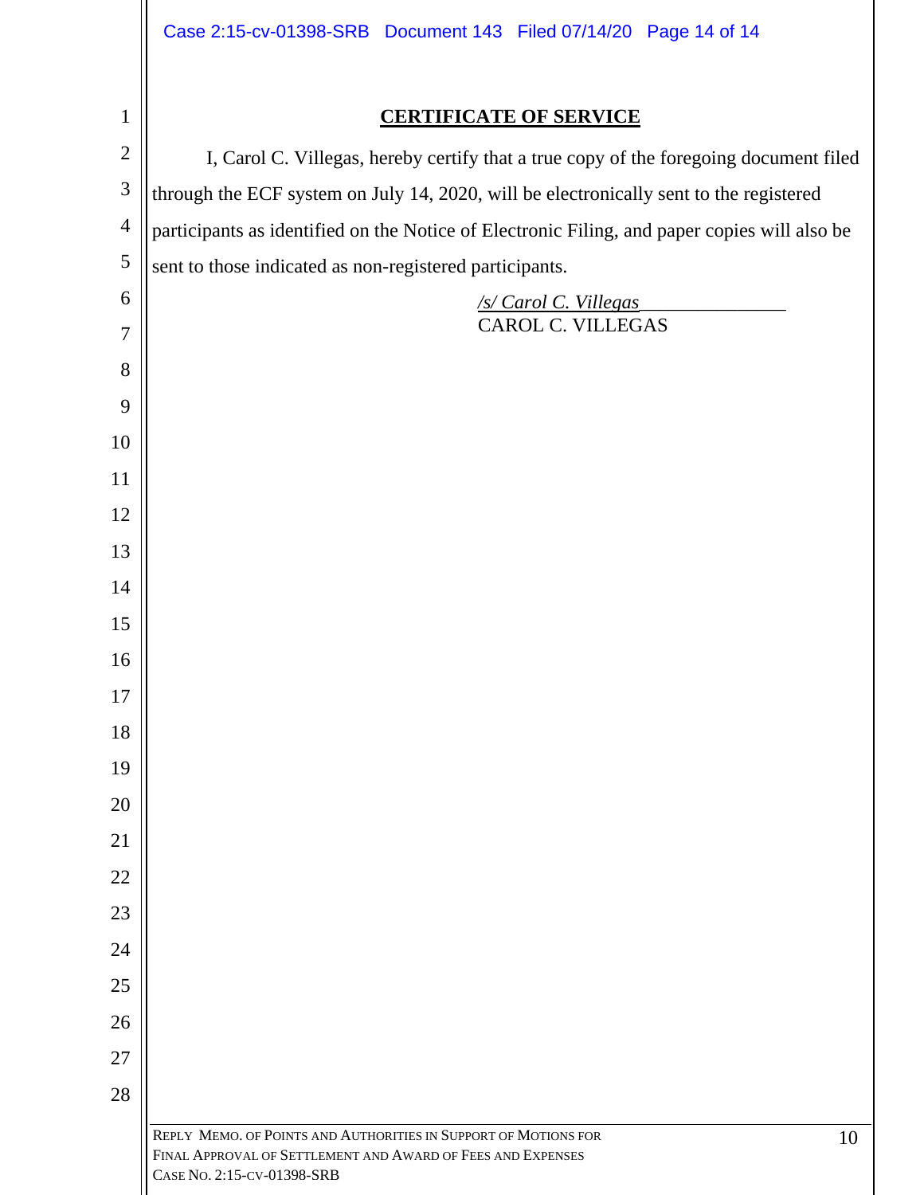## CERTIFICATE OF SERVICE

I, Carol C. Villegas, hereby certify that a true copy of the foregoing document filed through the ECF system on July 14, 2020, will be electronically sent to the registered participants as identified on the Notice of Electronic Filing, and paper copies will also be sent to those indicated as non-registered participants.

*/s/ Carol C. Villegas*
CAROL C. VILLEGAS